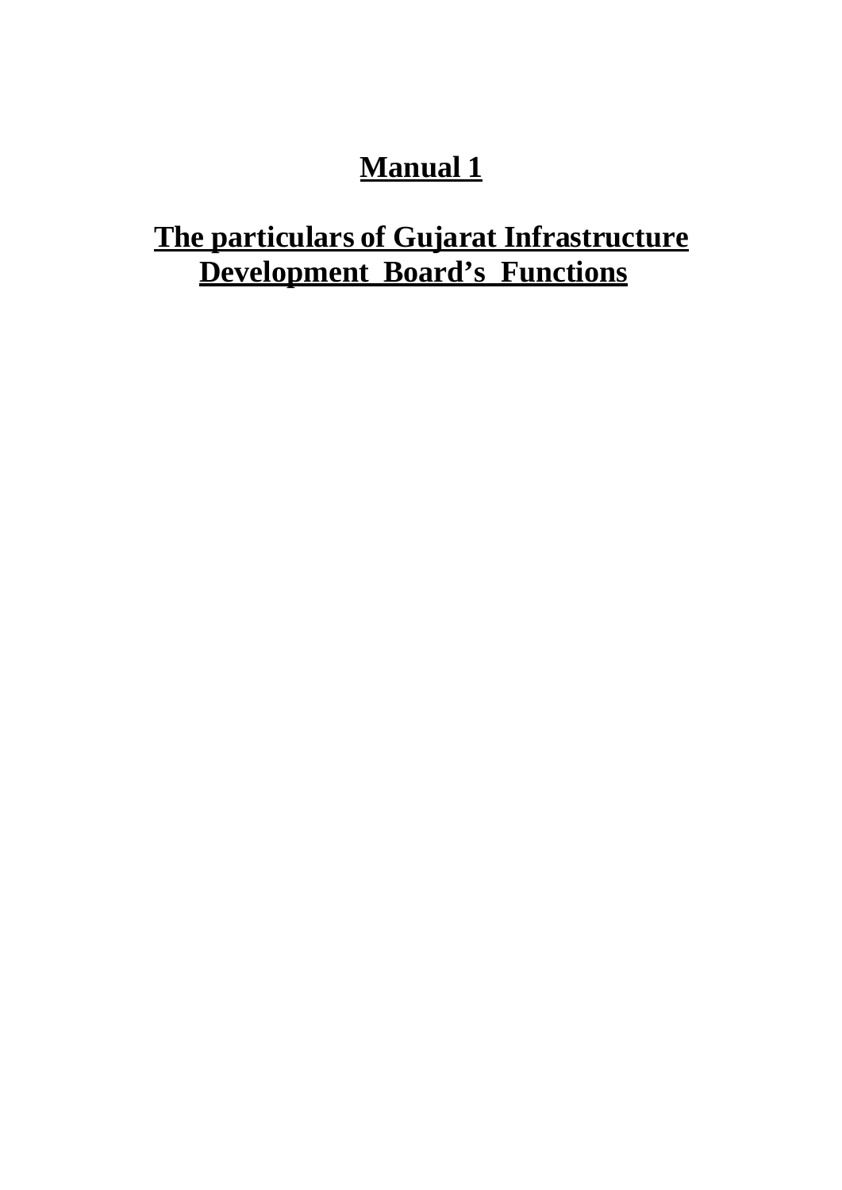# Manual 1

## The particulars of Gujarat Infrastructure Development Board's Functions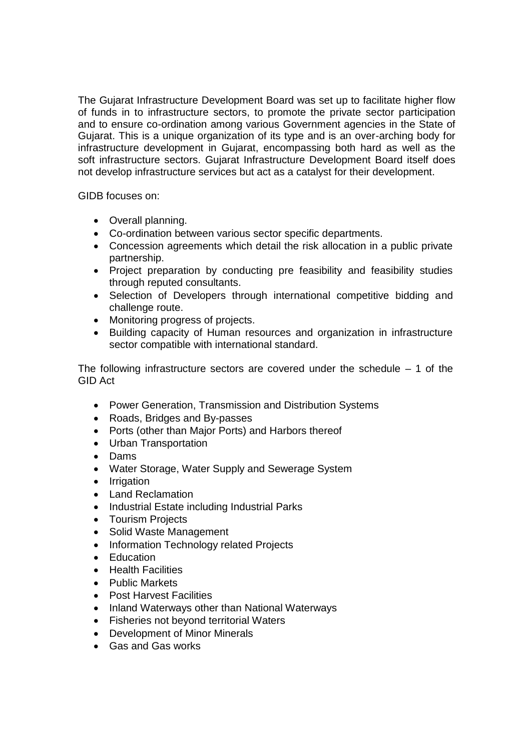The Gujarat Infrastructure Development Board was set up to facilitate higher flow of funds in to infrastructure sectors, to promote the private sector participation and to ensure co-ordination among various Government agencies in the State of Gujarat. This is a unique organization of its type and is an over-arching body for infrastructure development in Gujarat, encompassing both hard as well as the soft infrastructure sectors. Gujarat Infrastructure Development Board itself does not develop infrastructure services but act as a catalyst for their development.

GIDB focuses on:

- Overall planning.
- Co-ordination between various sector specific departments.
- Concession agreements which detail the risk allocation in a public private partnership.
- Project preparation by conducting pre feasibility and feasibility studies through reputed consultants.
- Selection of Developers through international competitive bidding and challenge route.
- Monitoring progress of projects.
- Building capacity of Human resources and organization in infrastructure sector compatible with international standard.

The following infrastructure sectors are covered under the schedule – 1 of the GID Act

- Power Generation, Transmission and Distribution Systems
- Roads, Bridges and By-passes
- Ports (other than Major Ports) and Harbors thereof
- Urban Transportation
- Dams
- Water Storage, Water Supply and Sewerage System
- Irrigation
- Land Reclamation
- Industrial Estate including Industrial Parks
- Tourism Projects
- Solid Waste Management
- Information Technology related Projects
- Education
- Health Facilities
- Public Markets
- Post Harvest Facilities
- Inland Waterways other than National Waterways
- Fisheries not beyond territorial Waters
- Development of Minor Minerals
- Gas and Gas works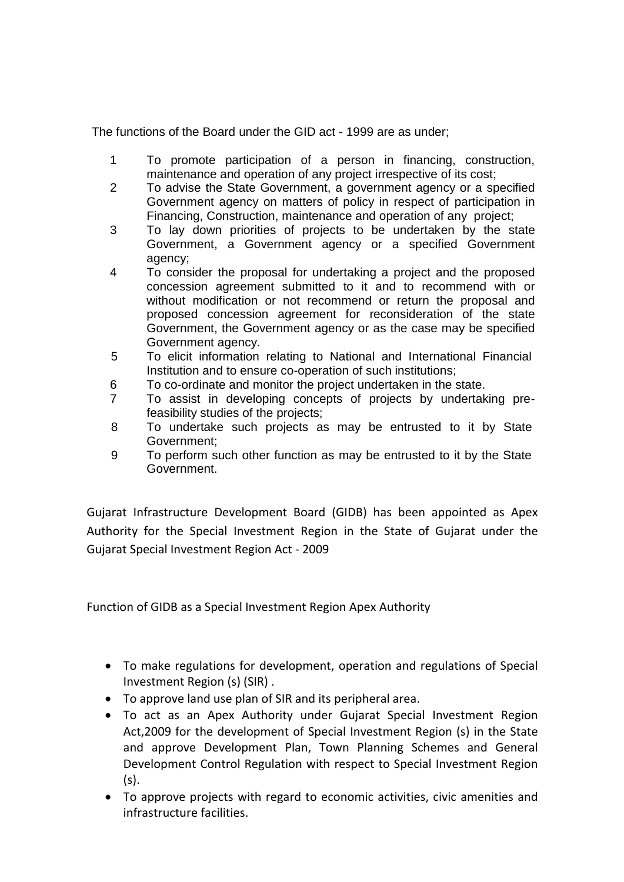The functions of the Board under the GID act - 1999 are as under;

1. To promote participation of a person in financing, construction, maintenance and operation of any project irrespective of its cost;
2. To advise the State Government, a government agency or a specified Government agency on matters of policy in respect of participation in Financing, Construction, maintenance and operation of any project;
3. To lay down priorities of projects to be undertaken by the state Government, a Government agency or a specified Government agency;
4. To consider the proposal for undertaking a project and the proposed concession agreement submitted to it and to recommend with or without modification or not recommend or return the proposal and proposed concession agreement for reconsideration of the state Government, the Government agency or as the case may be specified Government agency.
5. To elicit information relating to National and International Financial Institution and to ensure co-operation of such institutions;
6. To co-ordinate and monitor the project undertaken in the state.
7. To assist in developing concepts of projects by undertaking pre-feasibility studies of the projects;
8. To undertake such projects as may be entrusted to it by State Government;
9. To perform such other function as may be entrusted to it by the State Government.

Gujarat Infrastructure Development Board (GIDB) has been appointed as Apex Authority for the Special Investment Region in the State of Gujarat under the Gujarat Special Investment Region Act - 2009

Function of GIDB as a Special Investment Region Apex Authority

- To make regulations for development, operation and regulations of Special Investment Region (s) (SIR) .
- To approve land use plan of SIR and its peripheral area.
- To act as an Apex Authority under Gujarat Special Investment Region Act,2009 for the development of Special Investment Region (s) in the State and approve Development Plan, Town Planning Schemes and General Development Control Regulation with respect to Special Investment Region (s).
- To approve projects with regard to economic activities, civic amenities and infrastructure facilities.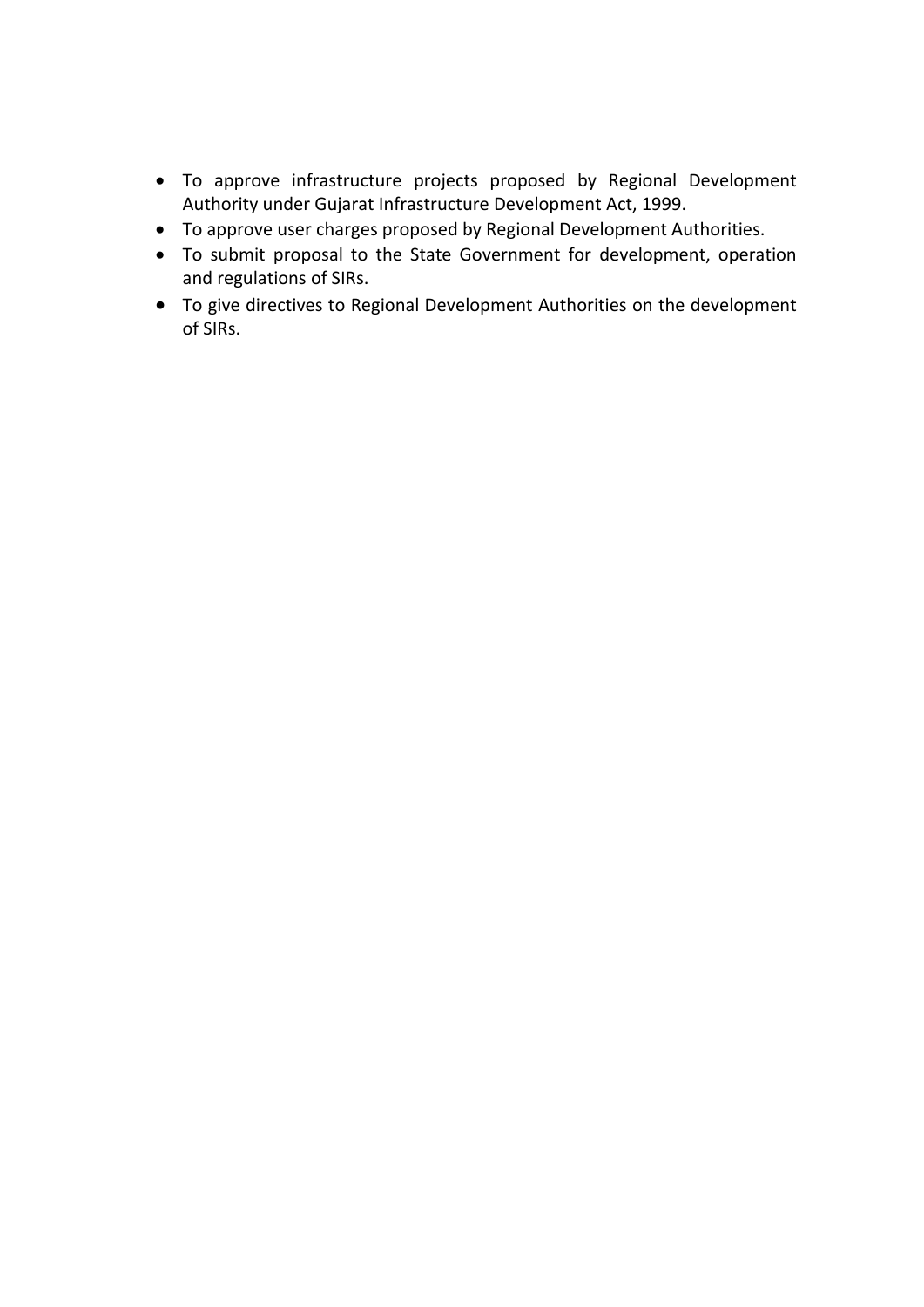- To approve infrastructure projects proposed by Regional Development Authority under Gujarat Infrastructure Development Act, 1999.
- To approve user charges proposed by Regional Development Authorities.
- To submit proposal to the State Government for development, operation and regulations of SIRs.
- To give directives to Regional Development Authorities on the development of SIRs.